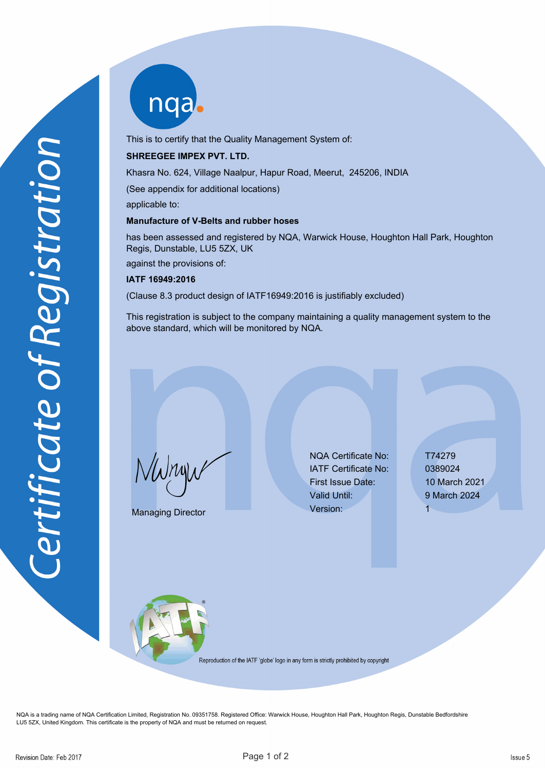# Certificate of Registration

nqa

This is to certify that the Quality Management System of:

**SHREEGEE IMPEX PVT. LTD.**

Khasra No. 624, Village Naalpur, Hapur Road, Meerut, 245206, INDIA

(See appendix for additional locations)

applicable to:

**Manufacture of V-Belts and rubber hoses**

has been assessed and registered by NQA, Warwick House, Houghton Hall Park, Houghton Regis, Dunstable, LU5 5ZX, UK

against the provisions of:

**IATF 16949:2016**

(Clause 8.3 product design of IATF16949:2016 is justifiably excluded)

This registration is subject to the company maintaining a quality management system to the above standard, which will be monitored by NQA.

Managing Director

| | |
|---|---|
| NQA Certificate No: | T74279 |
| IATF Certificate No: | 0389024 |
| First Issue Date: | 10 March 2021 |
| Valid Until: | 9 March 2024 |
| Version: | 1 |

Reproduction of the IATF 'globe' logo in any form is strictly prohibited by copyright

NQA is a trading name of NQA Certification Limited, Registration No. 09351758. Registered Office: Warwick House, Houghton Hall Park, Houghton Regis, Dunstable Bedfordshire LU5 5ZX, United Kingdom. This certificate is the property of NQA and must be returned on request.

Revision Date: Feb 2017

Issue 5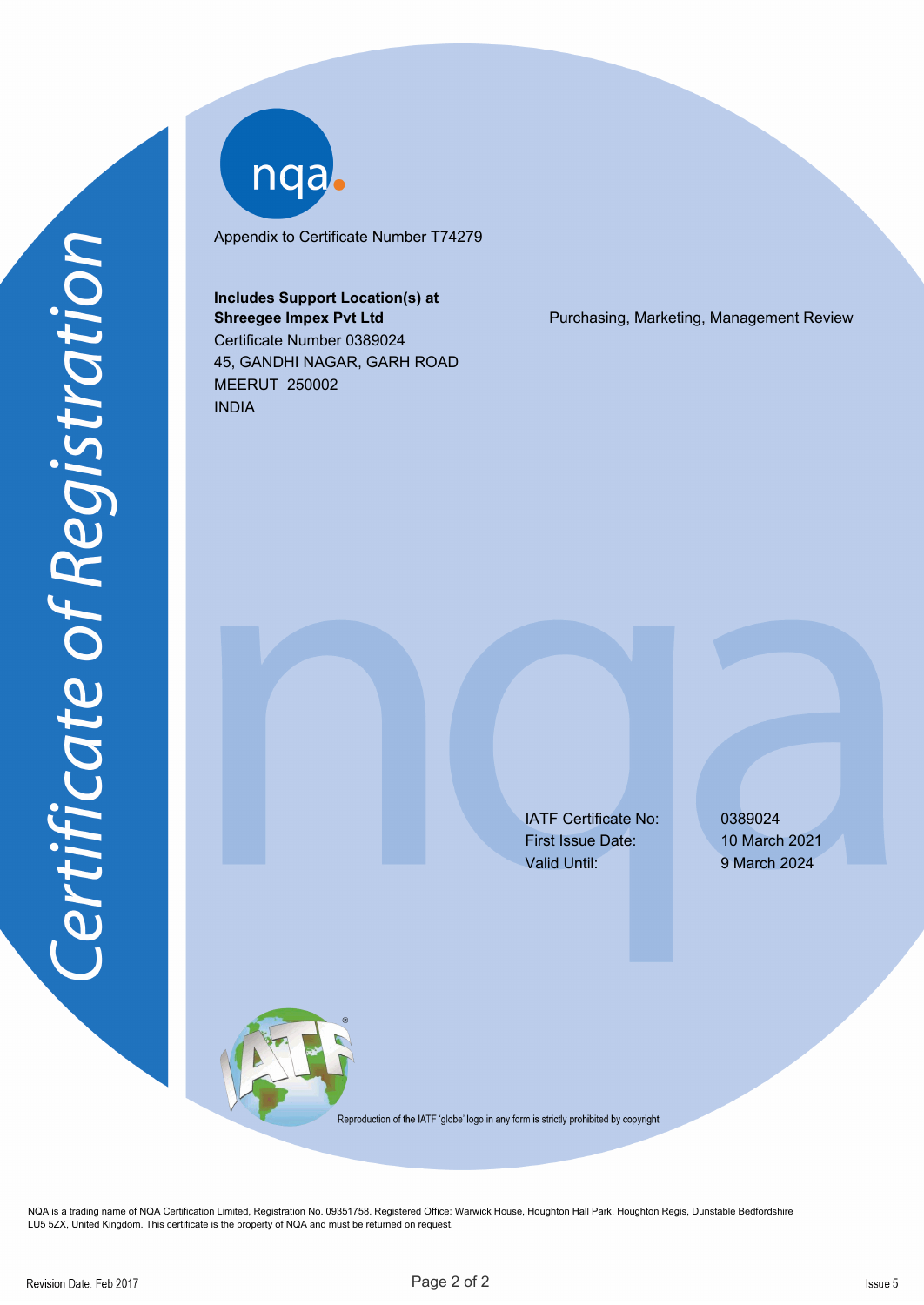Certificate of Registration

nqa

Appendix to Certificate Number T74279

**Includes Support Location(s) at**
**Shreegee Impex Pvt Ltd**
Certificate Number 0389024
45, GANDHI NAGAR, GARH ROAD
MEERUT 250002
INDIA

Purchasing, Marketing, Management Review

| | |
|---|---|
| IATF Certificate No: | 0389024 |
| First Issue Date: | 10 March 2021 |
| Valid Until: | 9 March 2024 |

Reproduction of the IATF 'globe' logo in any form is strictly prohibited by copyright

NQA is a trading name of NQA Certification Limited, Registration No. 09351758. Registered Office: Warwick House, Houghton Hall Park, Houghton Regis, Dunstable Bedfordshire LU5 5ZX, United Kingdom. This certificate is the property of NQA and must be returned on request.

Revision Date: Feb 2017

Issue 5